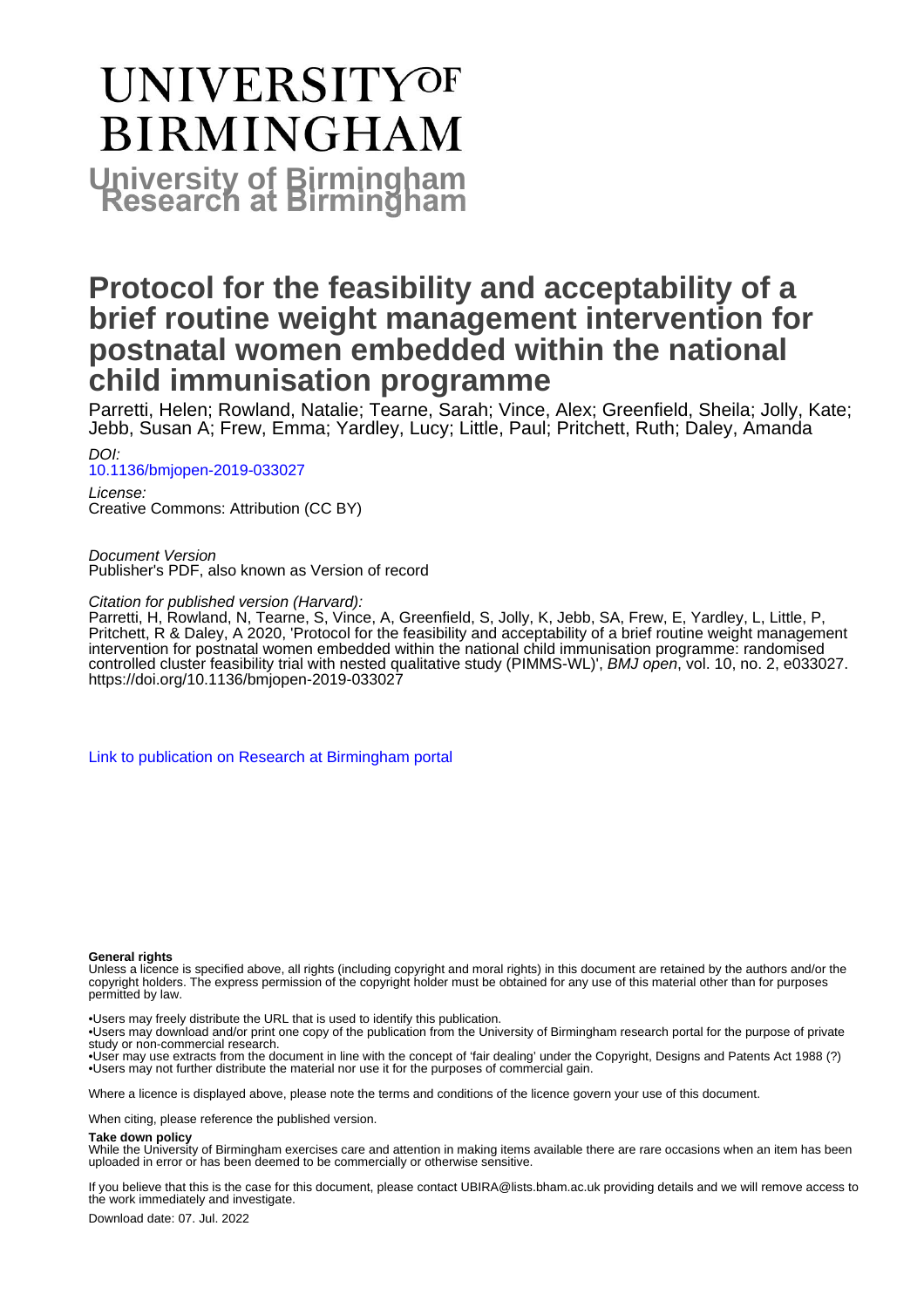# UNIVERSITY OF BIRMINGHAM

## University of Birmingham Research at Birmingham

# Protocol for the feasibility and acceptability of a brief routine weight management intervention for postnatal women embedded within the national child immunisation programme

Parretti, Helen; Rowland, Natalie; Tearne, Sarah; Vince, Alex; Greenfield, Sheila; Jolly, Kate; Jebb, Susan A; Frew, Emma; Yardley, Lucy; Little, Paul; Pritchett, Ruth; Daley, Amanda

*DOI:*
[10.1136/bmjopen-2019-033027](https://doi.org/10.1136/bmjopen-2019-033027)

*License:*
Creative Commons: Attribution (CC BY)

*Document Version*
Publisher's PDF, also known as Version of record

*Citation for published version (Harvard):*
Parretti, H, Rowland, N, Tearne, S, Vince, A, Greenfield, S, Jolly, K, Jebb, SA, Frew, E, Yardley, L, Little, P, Pritchett, R & Daley, A 2020, 'Protocol for the feasibility and acceptability of a brief routine weight management intervention for postnatal women embedded within the national child immunisation programme: randomised controlled cluster feasibility trial with nested qualitative study (PIMMS-WL)', *BMJ open*, vol. 10, no. 2, e033027. https://doi.org/10.1136/bmjopen-2019-033027

[Link to publication on Research at Birmingham portal](https://research.birmingham.ac.uk)

**General rights**
Unless a licence is specified above, all rights (including copyright and moral rights) in this document are retained by the authors and/or the copyright holders. The express permission of the copyright holder must be obtained for any use of this material other than for purposes permitted by law.

•Users may freely distribute the URL that is used to identify this publication.
•Users may download and/or print one copy of the publication from the University of Birmingham research portal for the purpose of private study or non-commercial research.
•User may use extracts from the document in line with the concept of 'fair dealing' under the Copyright, Designs and Patents Act 1988 (?)
•Users may not further distribute the material nor use it for the purposes of commercial gain.

Where a licence is displayed above, please note the terms and conditions of the licence govern your use of this document.

When citing, please reference the published version.

**Take down policy**
While the University of Birmingham exercises care and attention in making items available there are rare occasions when an item has been uploaded in error or has been deemed to be commercially or otherwise sensitive.

If you believe that this is the case for this document, please contact UBIRA@lists.bham.ac.uk providing details and we will remove access to the work immediately and investigate.

Download date: 07. Jul. 2022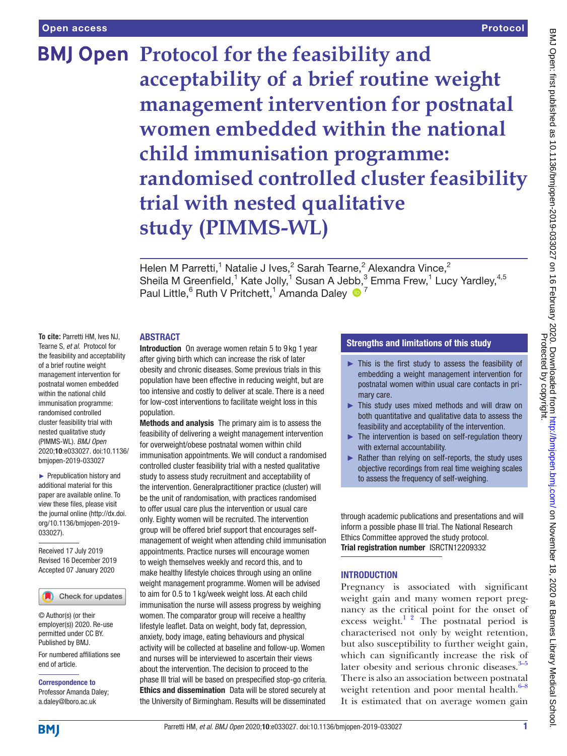# Protocol for the feasibility and acceptability of a brief routine weight management intervention for postnatal women embedded within the national child immunisation programme: randomised controlled cluster feasibility trial with nested qualitative study (PIMMS-WL)

Helen M Parretti,[1] Natalie J Ives,[2] Sarah Tearne,[2] Alexandra Vince,[2] Sheila M Greenfield,[1] Kate Jolly,[1] Susan A Jebb,[3] Emma Frew,[1] Lucy Yardley,[4,5] Paul Little,[6] Ruth V Pritchett,[1] Amanda Daley[7]

**To cite:** Parretti HM, Ives NJ, Tearne S, *et al*. Protocol for the feasibility and acceptability of a brief routine weight management intervention for postnatal women embedded within the national child immunisation programme: randomised controlled cluster feasibility trial with nested qualitative study (PIMMS-WL). *BMJ Open* 2020;**10**:e033027. doi:10.1136/bmjopen-2019-033027

► Prepublication history and additional material for this paper are available online. To view these files, please visit the journal online (http://dx.doi.org/10.1136/bmjopen-2019-033027).

Received 17 July 2019
Revised 16 December 2019
Accepted 07 January 2020

© Author(s) (or their employer(s)) 2020. Re-use permitted under CC BY. Published by BMJ.

For numbered affiliations see end of article.

**Correspondence to**
Professor Amanda Daley; a.daley@lboro.ac.uk

## ABSTRACT

**Introduction** On average women retain 5 to 9 kg 1 year after giving birth which can increase the risk of later obesity and chronic diseases. Some previous trials in this population have been effective in reducing weight, but are too intensive and costly to deliver at scale. There is a need for low-cost interventions to facilitate weight loss in this population.

**Methods and analysis** The primary aim is to assess the feasibility of delivering a weight management intervention for overweight/obese postnatal women within child immunisation appointments. We will conduct a randomised controlled cluster feasibility trial with a nested qualitative study to assess study recruitment and acceptability of the intervention. Generalpractitioner practice (cluster) will be the unit of randomisation, with practices randomised to offer usual care plus the intervention or usual care only. Eighty women will be recruited. The intervention group will be offered brief support that encourages self-management of weight when attending child immunisation appointments. Practice nurses will encourage women to weigh themselves weekly and record this, and to make healthy lifestyle choices through using an online weight management programme. Women will be advised to aim for 0.5 to 1 kg/week weight loss. At each child immunisation the nurse will assess progress by weighing women. The comparator group will receive a healthy lifestyle leaflet. Data on weight, body fat, depression, anxiety, body image, eating behaviours and physical activity will be collected at baseline and follow-up. Women and nurses will be interviewed to ascertain their views about the intervention. The decision to proceed to the phase III trial will be based on prespecified stop-go criteria.

**Ethics and dissemination** Data will be stored securely at the University of Birmingham. Results will be disseminated through academic publications and presentations and will inform a possible phase III trial. The National Research Ethics Committee approved the study protocol.

**Trial registration number** ISRCTN12209332

## Strengths and limitations of this study

- This is the first study to assess the feasibility of embedding a weight management intervention for postnatal women within usual care contacts in primary care.
- This study uses mixed methods and will draw on both quantitative and qualitative data to assess the feasibility and acceptability of the intervention.
- The intervention is based on self-regulation theory with external accountability.
- Rather than relying on self-reports, the study uses objective recordings from real time weighing scales to assess the frequency of self-weighing.

## INTRODUCTION

Pregnancy is associated with significant weight gain and many women report pregnancy as the critical point for the onset of excess weight.[1,2] The postnatal period is characterised not only by weight retention, but also susceptibility to further weight gain, which can significantly increase the risk of later obesity and serious chronic diseases.[3–5] There is also an association between postnatal weight retention and poor mental health.[6–8] It is estimated that on average women gain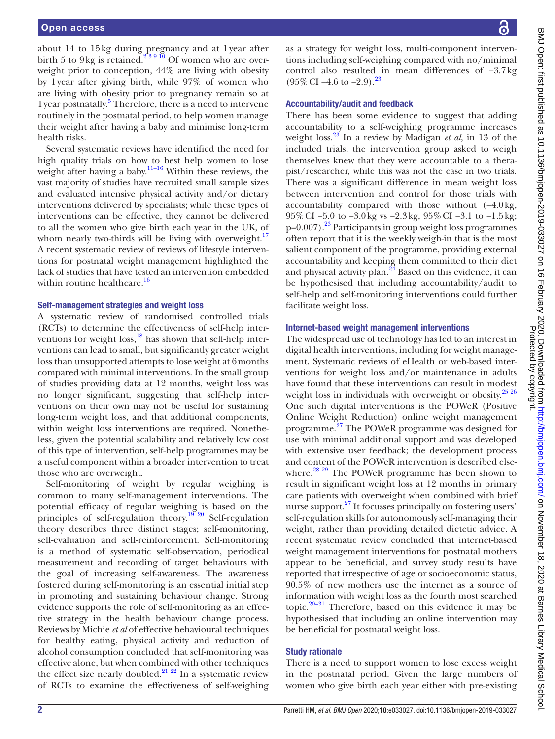about 14 to 15 kg during pregnancy and at 1 year after birth 5 to 9 kg is retained.[2 3 9 10] Of women who are overweight prior to conception, 44% are living with obesity by 1 year after giving birth, while 97% of women who are living with obesity prior to pregnancy remain so at 1 year postnatally.[5] Therefore, there is a need to intervene routinely in the postnatal period, to help women manage their weight after having a baby and minimise long-term health risks.

Several systematic reviews have identified the need for high quality trials on how to best help women to lose weight after having a baby.[11–16] Within these reviews, the vast majority of studies have recruited small sample sizes and evaluated intensive physical activity and/or dietary interventions delivered by specialists; while these types of interventions can be effective, they cannot be delivered to all the women who give birth each year in the UK, of whom nearly two-thirds will be living with overweight.[17] A recent systematic review of reviews of lifestyle interventions for postnatal weight management highlighted the lack of studies that have tested an intervention embedded within routine healthcare.[16]

### Self-management strategies and weight loss

A systematic review of randomised controlled trials (RCTs) to determine the effectiveness of self-help interventions for weight loss,[18] has shown that self-help interventions can lead to small, but significantly greater weight loss than unsupported attempts to lose weight at 6 months compared with minimal interventions. In the small group of studies providing data at 12 months, weight loss was no longer significant, suggesting that self-help interventions on their own may not be useful for sustaining long-term weight loss, and that additional components, within weight loss interventions are required. Nonetheless, given the potential scalability and relatively low cost of this type of intervention, self-help programmes may be a useful component within a broader intervention to treat those who are overweight.

Self-monitoring of weight by regular weighing is common to many self-management interventions. The potential efficacy of regular weighing is based on the principles of self-regulation theory.[19 20] Self-regulation theory describes three distinct stages; self-monitoring, self-evaluation and self-reinforcement. Self-monitoring is a method of systematic self-observation, periodical measurement and recording of target behaviours with the goal of increasing self-awareness. The awareness fostered during self-monitoring is an essential initial step in promoting and sustaining behaviour change. Strong evidence supports the role of self-monitoring as an effective strategy in the health behaviour change process. Reviews by Michie *et al* of effective behavioural techniques for healthy eating, physical activity and reduction of alcohol consumption concluded that self-monitoring was effective alone, but when combined with other techniques the effect size nearly doubled.[21 22] In a systematic review of RCTs to examine the effectiveness of self-weighing as a strategy for weight loss, multi-component interventions including self-weighing compared with no/minimal control also resulted in mean differences of −3.7 kg (95% CI −4.6 to −2.9).[23]

### Accountability/audit and feedback

There has been some evidence to suggest that adding accountability to a self-weighing programme increases weight loss.[23] In a review by Madigan *et al*, in 13 of the included trials, the intervention group asked to weigh themselves knew that they were accountable to a therapist/researcher, while this was not the case in two trials. There was a significant difference in mean weight loss between intervention and control for those trials with accountability compared with those without (−4.0 kg, 95% CI −5.0 to −3.0 kg vs −2.3 kg, 95% CI −3.1 to −1.5 kg; p=0.007).[23] Participants in group weight loss programmes often report that it is the weekly weigh-in that is the most salient component of the programme, providing external accountability and keeping them committed to their diet and physical activity plan.[24] Based on this evidence, it can be hypothesised that including accountability/audit to self-help and self-monitoring interventions could further facilitate weight loss.

### Internet-based weight management interventions

The widespread use of technology has led to an interest in digital health interventions, including for weight management. Systematic reviews of eHealth or web-based interventions for weight loss and/or maintenance in adults have found that these interventions can result in modest weight loss in individuals with overweight or obesity.[25 26] One such digital interventions is the POWeR (Positive Online Weight Reduction) online weight management programme.[27] The POWeR programme was designed for use with minimal additional support and was developed with extensive user feedback; the development process and content of the POWeR intervention is described elsewhere.[28 29] The POWeR programme has been shown to result in significant weight loss at 12 months in primary care patients with overweight when combined with brief nurse support.[27] It focusses principally on fostering users' self-regulation skills for autonomously self-managing their weight, rather than providing detailed dietetic advice. A recent systematic review concluded that internet-based weight management interventions for postnatal mothers appear to be beneficial, and survey study results have reported that irrespective of age or socioeconomic status, 90.5% of new mothers use the internet as a source of information with weight loss as the fourth most searched topic.[20–31] Therefore, based on this evidence it may be hypothesised that including an online intervention may be beneficial for postnatal weight loss.

### Study rationale

There is a need to support women to lose excess weight in the postnatal period. Given the large numbers of women who give birth each year either with pre-existing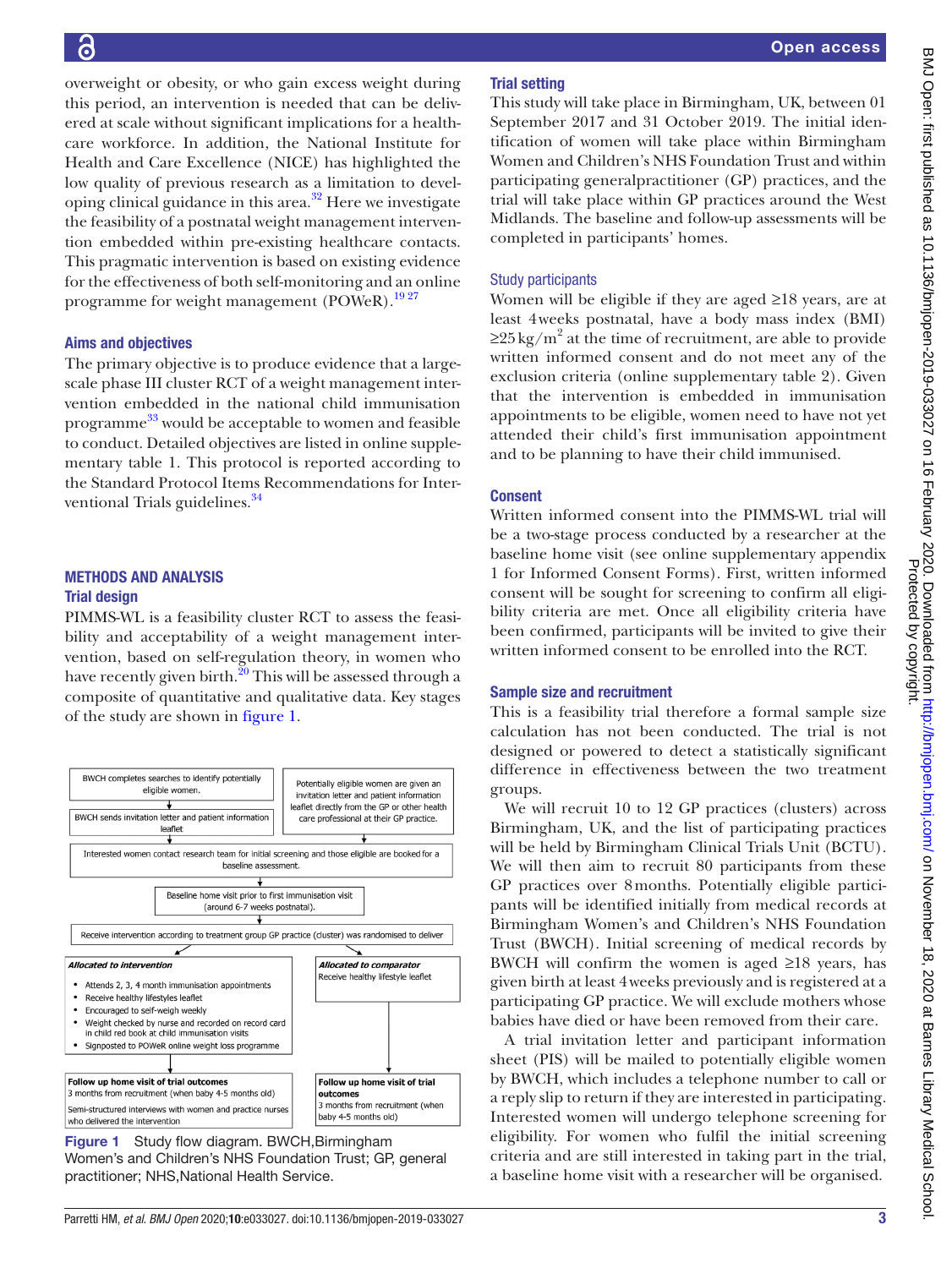overweight or obesity, or who gain excess weight during this period, an intervention is needed that can be delivered at scale without significant implications for a healthcare workforce. In addition, the National Institute for Health and Care Excellence (NICE) has highlighted the low quality of previous research as a limitation to developing clinical guidance in this area.[32] Here we investigate the feasibility of a postnatal weight management intervention embedded within pre-existing healthcare contacts. This pragmatic intervention is based on existing evidence for the effectiveness of both self-monitoring and an online programme for weight management (POWeR).[19 27]

### Aims and objectives

The primary objective is to produce evidence that a large-scale phase III cluster RCT of a weight management intervention embedded in the national child immunisation programme[33] would be acceptable to women and feasible to conduct. Detailed objectives are listed in online supplementary table 1. This protocol is reported according to the Standard Protocol Items Recommendations for Interventional Trials guidelines.[34]

## METHODS AND ANALYSIS

### Trial design

PIMMS-WL is a feasibility cluster RCT to assess the feasibility and acceptability of a weight management intervention, based on self-regulation theory, in women who have recently given birth.[20] This will be assessed through a composite of quantitative and qualitative data. Key stages of the study are shown in figure 1.

BWCH completes searches to identify potentially eligible women.

BWCH sends invitation letter and patient information leaflet

Potentially eligible women are given an invitation letter and patient information leaflet directly from the GP or other health care professional at their GP practice.

Interested women contact research team for initial screening and those eligible are booked for a baseline assessment.

Baseline home visit prior to first immunisation visit (around 6-7 weeks postnatal).

Receive intervention according to treatment group GP practice (cluster) was randomised to deliver

***Allocated to intervention***

- Attends 2, 3, 4 month immunisation appointments
- Receive healthy lifestyles leaflet
- Encouraged to self-weigh weekly
- Weight checked by nurse and recorded on record card in child red book at child immunisation visits
- Signposted to POWeR online weight loss programme

***Allocated to comparator***

Receive healthy lifestyle leaflet

**Follow up home visit of trial outcomes**

3 months from recruitment (when baby 4-5 months old)

Semi-structured interviews with women and practice nurses who delivered the intervention

**Follow up home visit of trial outcomes**

3 months from recruitment (when baby 4-5 months old)

**Figure 1** Study flow diagram. BWCH, Birmingham Women's and Children's NHS Foundation Trust; GP, general practitioner; NHS, National Health Service.

### Trial setting

This study will take place in Birmingham, UK, between 01 September 2017 and 31 October 2019. The initial identification of women will take place within Birmingham Women and Children's NHS Foundation Trust and within participating generalpractitioner (GP) practices, and the trial will take place within GP practices around the West Midlands. The baseline and follow-up assessments will be completed in participants' homes.

### Study participants

Women will be eligible if they are aged ≥18 years, are at least 4 weeks postnatal, have a body mass index (BMI) ≥25 kg/m$^2$ at the time of recruitment, are able to provide written informed consent and do not meet any of the exclusion criteria (online supplementary table 2). Given that the intervention is embedded in immunisation appointments to be eligible, women need to have not yet attended their child's first immunisation appointment and to be planning to have their child immunised.

### Consent

Written informed consent into the PIMMS-WL trial will be a two-stage process conducted by a researcher at the baseline home visit (see online supplementary appendix 1 for Informed Consent Forms). First, written informed consent will be sought for screening to confirm all eligibility criteria are met. Once all eligibility criteria have been confirmed, participants will be invited to give their written informed consent to be enrolled into the RCT.

### Sample size and recruitment

This is a feasibility trial therefore a formal sample size calculation has not been conducted. The trial is not designed or powered to detect a statistically significant difference in effectiveness between the two treatment groups.

We will recruit 10 to 12 GP practices (clusters) across Birmingham, UK, and the list of participating practices will be held by Birmingham Clinical Trials Unit (BCTU). We will then aim to recruit 80 participants from these GP practices over 8 months. Potentially eligible participants will be identified initially from medical records at Birmingham Women's and Children's NHS Foundation Trust (BWCH). Initial screening of medical records by BWCH will confirm the women is aged ≥18 years, has given birth at least 4 weeks previously and is registered at a participating GP practice. We will exclude mothers whose babies have died or have been removed from their care.

A trial invitation letter and participant information sheet (PIS) will be mailed to potentially eligible women by BWCH, which includes a telephone number to call or a reply slip to return if they are interested in participating. Interested women will undergo telephone screening for eligibility. For women who fulfil the initial screening criteria and are still interested in taking part in the trial, a baseline home visit with a researcher will be organised.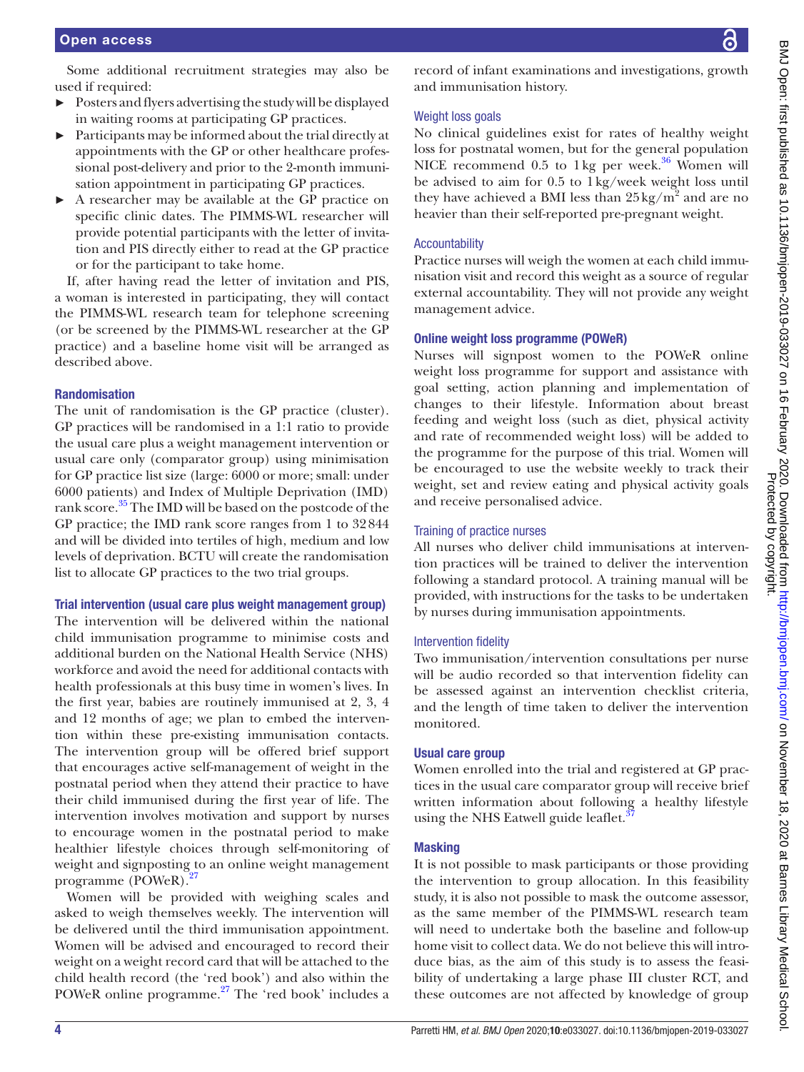Some additional recruitment strategies may also be used if required:

- Posters and flyers advertising the study will be displayed in waiting rooms at participating GP practices.
- Participants may be informed about the trial directly at appointments with the GP or other healthcare professional post-delivery and prior to the 2-month immunisation appointment in participating GP practices.
- A researcher may be available at the GP practice on specific clinic dates. The PIMMS-WL researcher will provide potential participants with the letter of invitation and PIS directly either to read at the GP practice or for the participant to take home.

If, after having read the letter of invitation and PIS, a woman is interested in participating, they will contact the PIMMS-WL research team for telephone screening (or be screened by the PIMMS-WL researcher at the GP practice) and a baseline home visit will be arranged as described above.

### Randomisation

The unit of randomisation is the GP practice (cluster). GP practices will be randomised in a 1:1 ratio to provide the usual care plus a weight management intervention or usual care only (comparator group) using minimisation for GP practice list size (large: 6000 or more; small: under 6000 patients) and Index of Multiple Deprivation (IMD) rank score.[35] The IMD will be based on the postcode of the GP practice; the IMD rank score ranges from 1 to 32 844 and will be divided into tertiles of high, medium and low levels of deprivation. BCTU will create the randomisation list to allocate GP practices to the two trial groups.

### Trial intervention (usual care plus weight management group)

The intervention will be delivered within the national child immunisation programme to minimise costs and additional burden on the National Health Service (NHS) workforce and avoid the need for additional contacts with health professionals at this busy time in women's lives. In the first year, babies are routinely immunised at 2, 3, 4 and 12 months of age; we plan to embed the intervention within these pre-existing immunisation contacts. The intervention group will be offered brief support that encourages active self-management of weight in the postnatal period when they attend their practice to have their child immunised during the first year of life. The intervention involves motivation and support by nurses to encourage women in the postnatal period to make healthier lifestyle choices through self-monitoring of weight and signposting to an online weight management programme (POWeR).[27]

Women will be provided with weighing scales and asked to weigh themselves weekly. The intervention will be delivered until the third immunisation appointment. Women will be advised and encouraged to record their weight on a weight record card that will be attached to the child health record (the 'red book') and also within the POWeR online programme.[27] The 'red book' includes a record of infant examinations and investigations, growth and immunisation history.

#### Weight loss goals

No clinical guidelines exist for rates of healthy weight loss for postnatal women, but for the general population NICE recommend 0.5 to 1 kg per week.[36] Women will be advised to aim for 0.5 to 1 kg/week weight loss until they have achieved a BMI less than 25 kg/m$^2$ and are no heavier than their self-reported pre-pregnant weight.

#### Accountability

Practice nurses will weigh the women at each child immunisation visit and record this weight as a source of regular external accountability. They will not provide any weight management advice.

### Online weight loss programme (POWeR)

Nurses will signpost women to the POWeR online weight loss programme for support and assistance with goal setting, action planning and implementation of changes to their lifestyle. Information about breast feeding and weight loss (such as diet, physical activity and rate of recommended weight loss) will be added to the programme for the purpose of this trial. Women will be encouraged to use the website weekly to track their weight, set and review eating and physical activity goals and receive personalised advice.

#### Training of practice nurses

All nurses who deliver child immunisations at intervention practices will be trained to deliver the intervention following a standard protocol. A training manual will be provided, with instructions for the tasks to be undertaken by nurses during immunisation appointments.

#### Intervention fidelity

Two immunisation/intervention consultations per nurse will be audio recorded so that intervention fidelity can be assessed against an intervention checklist criteria, and the length of time taken to deliver the intervention monitored.

### Usual care group

Women enrolled into the trial and registered at GP practices in the usual care comparator group will receive brief written information about following a healthy lifestyle using the NHS Eatwell guide leaflet.[37]

### Masking

It is not possible to mask participants or those providing the intervention to group allocation. In this feasibility study, it is also not possible to mask the outcome assessor, as the same member of the PIMMS-WL research team will need to undertake both the baseline and follow-up home visit to collect data. We do not believe this will introduce bias, as the aim of this study is to assess the feasibility of undertaking a large phase III cluster RCT, and these outcomes are not affected by knowledge of group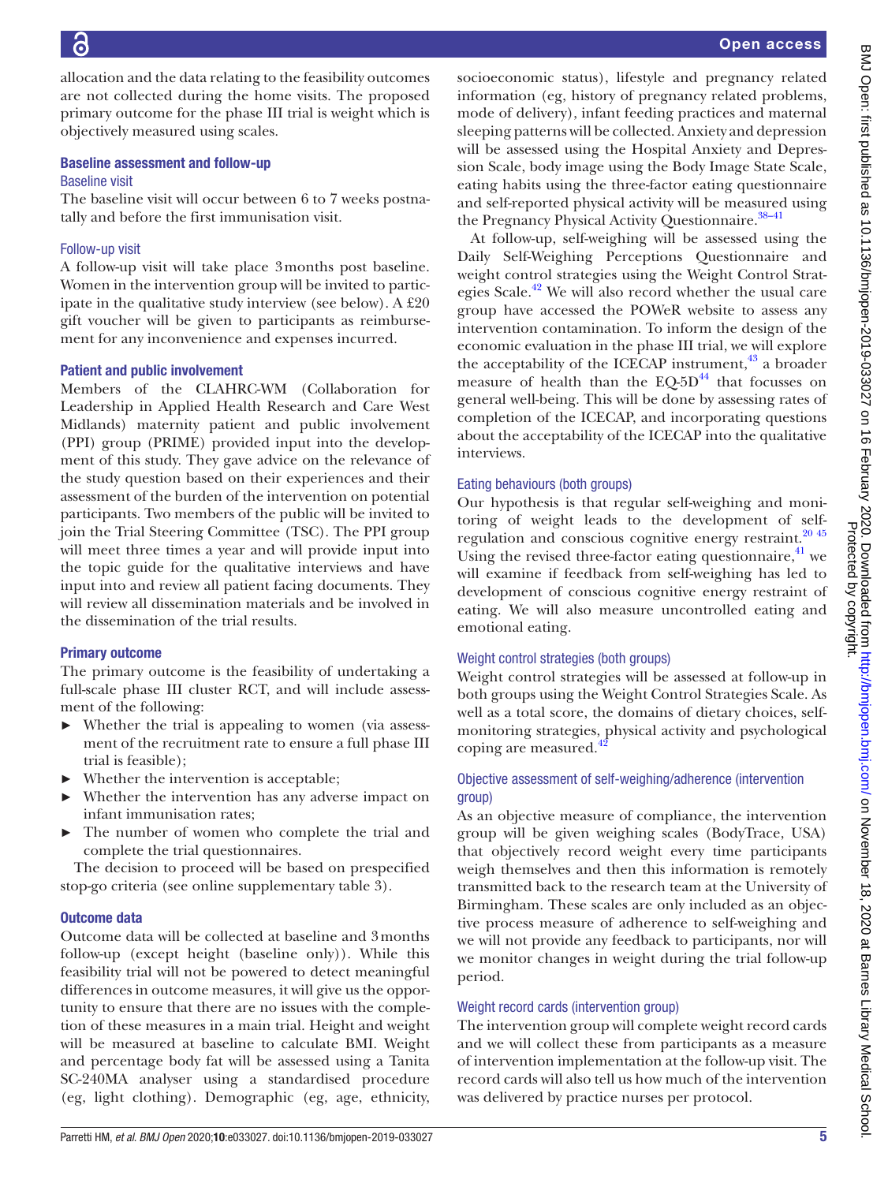allocation and the data relating to the feasibility outcomes are not collected during the home visits. The proposed primary outcome for the phase III trial is weight which is objectively measured using scales.

## Baseline assessment and follow-up

### Baseline visit

The baseline visit will occur between 6 to 7 weeks postnatally and before the first immunisation visit.

### Follow-up visit

A follow-up visit will take place 3 months post baseline. Women in the intervention group will be invited to participate in the qualitative study interview (see below). A £20 gift voucher will be given to participants as reimbursement for any inconvenience and expenses incurred.

## Patient and public involvement

Members of the CLAHRC-WM (Collaboration for Leadership in Applied Health Research and Care West Midlands) maternity patient and public involvement (PPI) group (PRIME) provided input into the development of this study. They gave advice on the relevance of the study question based on their experiences and their assessment of the burden of the intervention on potential participants. Two members of the public will be invited to join the Trial Steering Committee (TSC). The PPI group will meet three times a year and will provide input into the topic guide for the qualitative interviews and have input into and review all patient facing documents. They will review all dissemination materials and be involved in the dissemination of the trial results.

## Primary outcome

The primary outcome is the feasibility of undertaking a full-scale phase III cluster RCT, and will include assessment of the following:

- Whether the trial is appealing to women (via assessment of the recruitment rate to ensure a full phase III trial is feasible);
- Whether the intervention is acceptable;
- Whether the intervention has any adverse impact on infant immunisation rates;
- The number of women who complete the trial and complete the trial questionnaires.

The decision to proceed will be based on prespecified stop-go criteria (see online supplementary table 3).

## Outcome data

Outcome data will be collected at baseline and 3 months follow-up (except height (baseline only)). While this feasibility trial will not be powered to detect meaningful differences in outcome measures, it will give us the opportunity to ensure that there are no issues with the completion of these measures in a main trial. Height and weight will be measured at baseline to calculate BMI. Weight and percentage body fat will be assessed using a Tanita SC-240MA analyser using a standardised procedure (eg, light clothing). Demographic (eg, age, ethnicity, socioeconomic status), lifestyle and pregnancy related information (eg, history of pregnancy related problems, mode of delivery), infant feeding practices and maternal sleeping patterns will be collected. Anxiety and depression will be assessed using the Hospital Anxiety and Depression Scale, body image using the Body Image State Scale, eating habits using the three-factor eating questionnaire and self-reported physical activity will be measured using the Pregnancy Physical Activity Questionnaire.[38–41]

At follow-up, self-weighing will be assessed using the Daily Self-Weighing Perceptions Questionnaire and weight control strategies using the Weight Control Strategies Scale.[42] We will also record whether the usual care group have accessed the POWeR website to assess any intervention contamination. To inform the design of the economic evaluation in the phase III trial, we will explore the acceptability of the ICECAP instrument,[43] a broader measure of health than the EQ-5D[44] that focusses on general well-being. This will be done by assessing rates of completion of the ICECAP, and incorporating questions about the acceptability of the ICECAP into the qualitative interviews.

### Eating behaviours (both groups)

Our hypothesis is that regular self-weighing and monitoring of weight leads to the development of self-regulation and conscious cognitive energy restraint.[20 45] Using the revised three-factor eating questionnaire,[41] we will examine if feedback from self-weighing has led to development of conscious cognitive energy restraint of eating. We will also measure uncontrolled eating and emotional eating.

### Weight control strategies (both groups)

Weight control strategies will be assessed at follow-up in both groups using the Weight Control Strategies Scale. As well as a total score, the domains of dietary choices, self-monitoring strategies, physical activity and psychological coping are measured.[42]

### Objective assessment of self-weighing/adherence (intervention group)

As an objective measure of compliance, the intervention group will be given weighing scales (BodyTrace, USA) that objectively record weight every time participants weigh themselves and then this information is remotely transmitted back to the research team at the University of Birmingham. These scales are only included as an objective process measure of adherence to self-weighing and we will not provide any feedback to participants, nor will we monitor changes in weight during the trial follow-up period.

### Weight record cards (intervention group)

The intervention group will complete weight record cards and we will collect these from participants as a measure of intervention implementation at the follow-up visit. The record cards will also tell us how much of the intervention was delivered by practice nurses per protocol.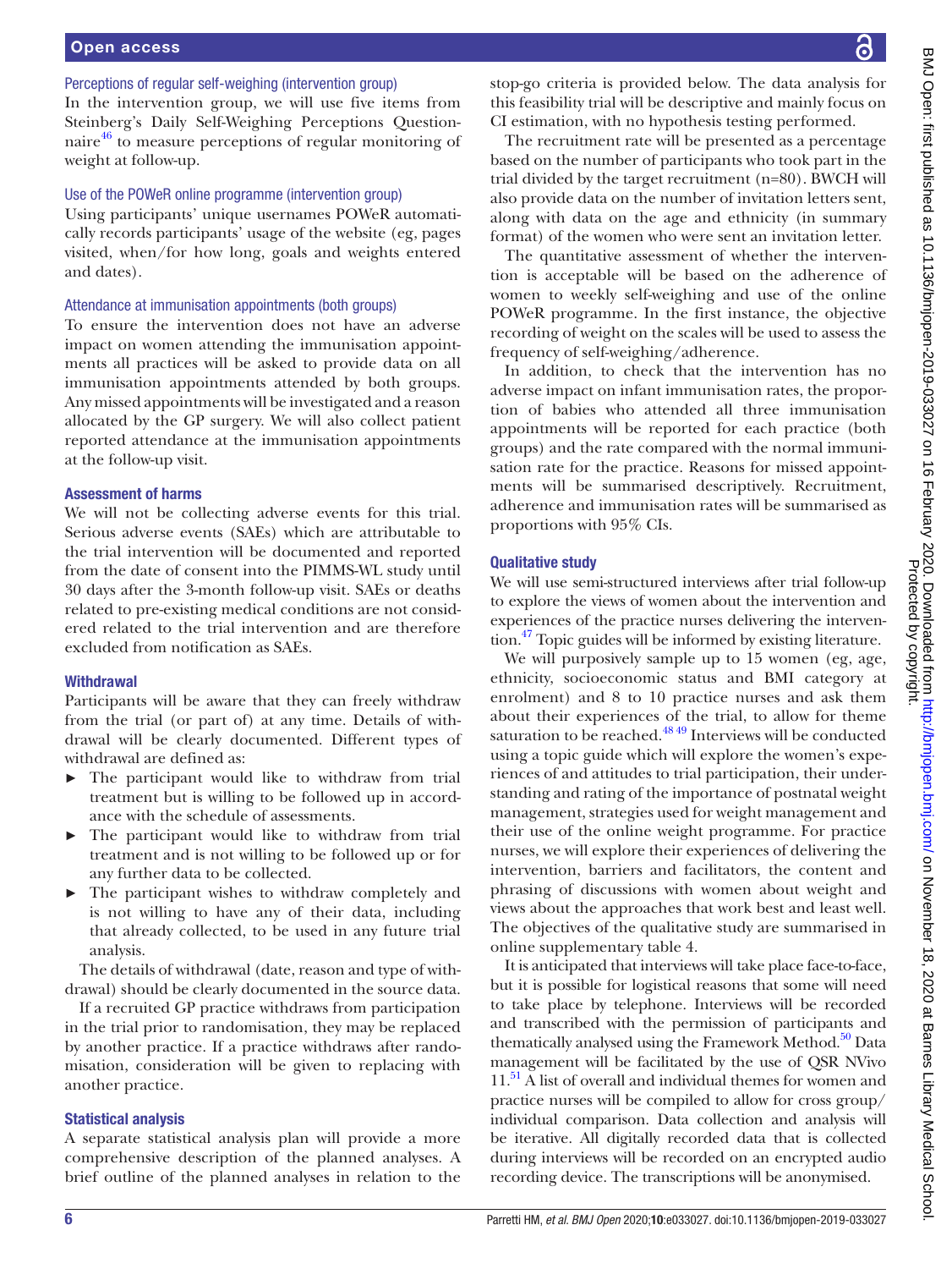### Perceptions of regular self-weighing (intervention group)

In the intervention group, we will use five items from Steinberg's Daily Self-Weighing Perceptions Questionnaire[46] to measure perceptions of regular monitoring of weight at follow-up.

### Use of the POWeR online programme (intervention group)

Using participants' unique usernames POWeR automatically records participants' usage of the website (eg, pages visited, when/for how long, goals and weights entered and dates).

### Attendance at immunisation appointments (both groups)

To ensure the intervention does not have an adverse impact on women attending the immunisation appointments all practices will be asked to provide data on all immunisation appointments attended by both groups. Any missed appointments will be investigated and a reason allocated by the GP surgery. We will also collect patient reported attendance at the immunisation appointments at the follow-up visit.

## Assessment of harms

We will not be collecting adverse events for this trial. Serious adverse events (SAEs) which are attributable to the trial intervention will be documented and reported from the date of consent into the PIMMS-WL study until 30 days after the 3-month follow-up visit. SAEs or deaths related to pre-existing medical conditions are not considered related to the trial intervention and are therefore excluded from notification as SAEs.

## Withdrawal

Participants will be aware that they can freely withdraw from the trial (or part of) at any time. Details of withdrawal will be clearly documented. Different types of withdrawal are defined as:

- The participant would like to withdraw from trial treatment but is willing to be followed up in accordance with the schedule of assessments.
- The participant would like to withdraw from trial treatment and is not willing to be followed up or for any further data to be collected.
- The participant wishes to withdraw completely and is not willing to have any of their data, including that already collected, to be used in any future trial analysis.

The details of withdrawal (date, reason and type of withdrawal) should be clearly documented in the source data.

If a recruited GP practice withdraws from participation in the trial prior to randomisation, they may be replaced by another practice. If a practice withdraws after randomisation, consideration will be given to replacing with another practice.

## Statistical analysis

A separate statistical analysis plan will provide a more comprehensive description of the planned analyses. A brief outline of the planned analyses in relation to the stop-go criteria is provided below. The data analysis for this feasibility trial will be descriptive and mainly focus on CI estimation, with no hypothesis testing performed.

The recruitment rate will be presented as a percentage based on the number of participants who took part in the trial divided by the target recruitment (n=80). BWCH will also provide data on the number of invitation letters sent, along with data on the age and ethnicity (in summary format) of the women who were sent an invitation letter.

The quantitative assessment of whether the intervention is acceptable will be based on the adherence of women to weekly self-weighing and use of the online POWeR programme. In the first instance, the objective recording of weight on the scales will be used to assess the frequency of self-weighing/adherence.

In addition, to check that the intervention has no adverse impact on infant immunisation rates, the proportion of babies who attended all three immunisation appointments will be reported for each practice (both groups) and the rate compared with the normal immunisation rate for the practice. Reasons for missed appointments will be summarised descriptively. Recruitment, adherence and immunisation rates will be summarised as proportions with 95% CIs.

## Qualitative study

We will use semi-structured interviews after trial follow-up to explore the views of women about the intervention and experiences of the practice nurses delivering the intervention.[47] Topic guides will be informed by existing literature.

We will purposively sample up to 15 women (eg, age, ethnicity, socioeconomic status and BMI category at enrolment) and 8 to 10 practice nurses and ask them about their experiences of the trial, to allow for theme saturation to be reached.[48,49] Interviews will be conducted using a topic guide which will explore the women's experiences of and attitudes to trial participation, their understanding and rating of the importance of postnatal weight management, strategies used for weight management and their use of the online weight programme. For practice nurses, we will explore their experiences of delivering the intervention, barriers and facilitators, the content and phrasing of discussions with women about weight and views about the approaches that work best and least well. The objectives of the qualitative study are summarised in online supplementary table 4.

It is anticipated that interviews will take place face-to-face, but it is possible for logistical reasons that some will need to take place by telephone. Interviews will be recorded and transcribed with the permission of participants and thematically analysed using the Framework Method.[50] Data management will be facilitated by the use of QSR NVivo 11.[51] A list of overall and individual themes for women and practice nurses will be compiled to allow for cross group/individual comparison. Data collection and analysis will be iterative. All digitally recorded data that is collected during interviews will be recorded on an encrypted audio recording device. The transcriptions will be anonymised.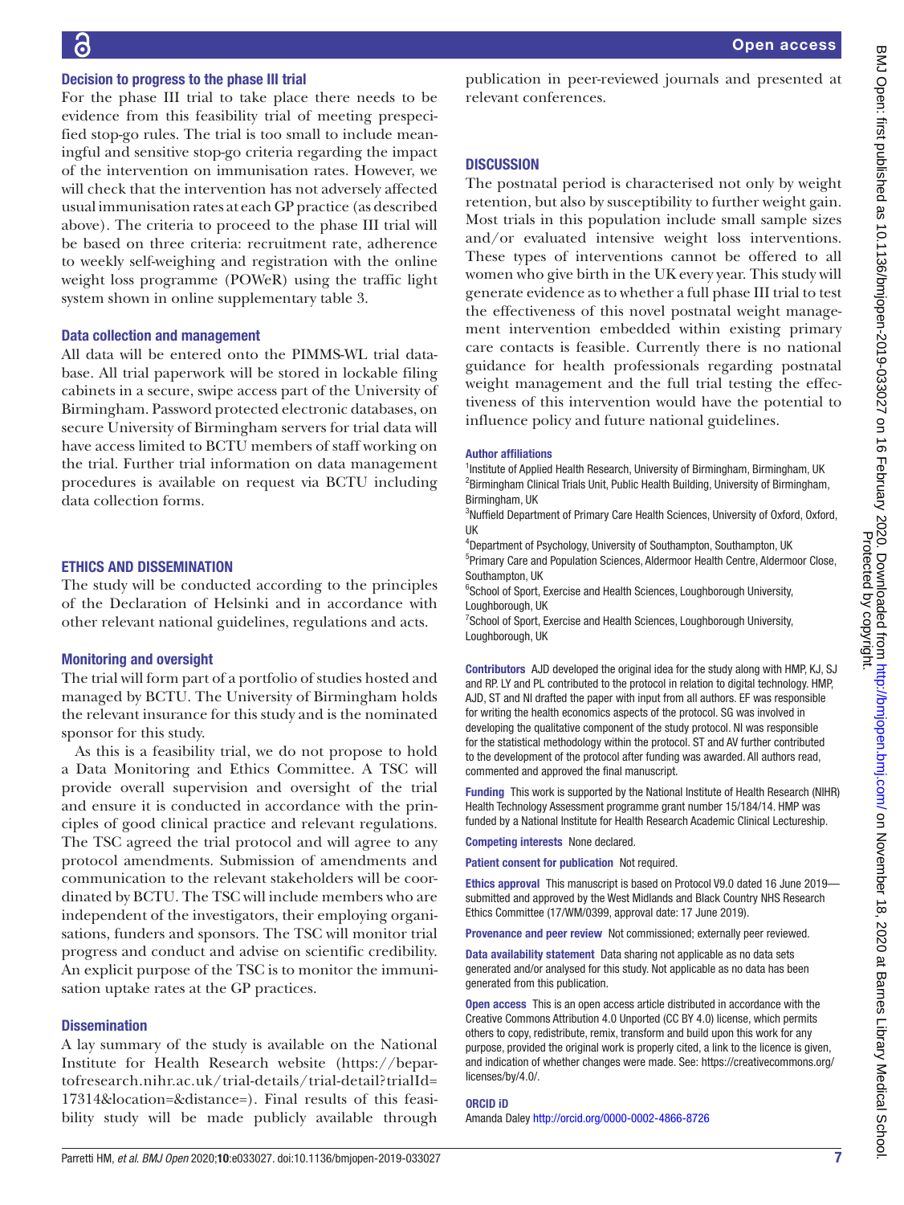### Decision to progress to the phase III trial

For the phase III trial to take place there needs to be evidence from this feasibility trial of meeting prespecified stop-go rules. The trial is too small to include meaningful and sensitive stop-go criteria regarding the impact of the intervention on immunisation rates. However, we will check that the intervention has not adversely affected usual immunisation rates at each GP practice (as described above). The criteria to proceed to the phase III trial will be based on three criteria: recruitment rate, adherence to weekly self-weighing and registration with the online weight loss programme (POWeR) using the traffic light system shown in online supplementary table 3.

### Data collection and management

All data will be entered onto the PIMMS-WL trial database. All trial paperwork will be stored in lockable filing cabinets in a secure, swipe access part of the University of Birmingham. Password protected electronic databases, on secure University of Birmingham servers for trial data will have access limited to BCTU members of staff working on the trial. Further trial information on data management procedures is available on request via BCTU including data collection forms.

## ETHICS AND DISSEMINATION

The study will be conducted according to the principles of the Declaration of Helsinki and in accordance with other relevant national guidelines, regulations and acts.

### Monitoring and oversight

The trial will form part of a portfolio of studies hosted and managed by BCTU. The University of Birmingham holds the relevant insurance for this study and is the nominated sponsor for this study.

As this is a feasibility trial, we do not propose to hold a Data Monitoring and Ethics Committee. A TSC will provide overall supervision and oversight of the trial and ensure it is conducted in accordance with the principles of good clinical practice and relevant regulations. The TSC agreed the trial protocol and will agree to any protocol amendments. Submission of amendments and communication to the relevant stakeholders will be coordinated by BCTU. The TSC will include members who are independent of the investigators, their employing organisations, funders and sponsors. The TSC will monitor trial progress and conduct and advise on scientific credibility. An explicit purpose of the TSC is to monitor the immunisation uptake rates at the GP practices.

### Dissemination

A lay summary of the study is available on the National Institute for Health Research website (https://bepartofresearch.nihr.ac.uk/trial-details/trial-detail?trialId=17314&location=&distance=). Final results of this feasibility study will be made publicly available through publication in peer-reviewed journals and presented at relevant conferences.

## DISCUSSION

The postnatal period is characterised not only by weight retention, but also by susceptibility to further weight gain. Most trials in this population include small sample sizes and/or evaluated intensive weight loss interventions. These types of interventions cannot be offered to all women who give birth in the UK every year. This study will generate evidence as to whether a full phase III trial to test the effectiveness of this novel postnatal weight management intervention embedded within existing primary care contacts is feasible. Currently there is no national guidance for health professionals regarding postnatal weight management and the full trial testing the effectiveness of this intervention would have the potential to influence policy and future national guidelines.

**Author affiliations**

[1]Institute of Applied Health Research, University of Birmingham, Birmingham, UK
[2]Birmingham Clinical Trials Unit, Public Health Building, University of Birmingham, Birmingham, UK
[3]Nuffield Department of Primary Care Health Sciences, University of Oxford, Oxford, UK
[4]Department of Psychology, University of Southampton, Southampton, UK
[5]Primary Care and Population Sciences, Aldermoor Health Centre, Aldermoor Close, Southampton, UK
[6]School of Sport, Exercise and Health Sciences, Loughborough University, Loughborough, UK
[7]School of Sport, Exercise and Health Sciences, Loughborough University, Loughborough, UK

**Contributors** AJD developed the original idea for the study along with HMP, KJ, SJ and RP. LY and PL contributed to the protocol in relation to digital technology. HMP, AJD, ST and NI drafted the paper with input from all authors. EF was responsible for writing the health economics aspects of the protocol. SG was involved in developing the qualitative component of the study protocol. NI was responsible for the statistical methodology within the protocol. ST and AV further contributed to the development of the protocol after funding was awarded. All authors read, commented and approved the final manuscript.

**Funding** This work is supported by the National Institute of Health Research (NIHR) Health Technology Assessment programme grant number 15/184/14. HMP was funded by a National Institute for Health Research Academic Clinical Lectureship.

**Competing interests** None declared.

**Patient consent for publication** Not required.

**Ethics approval** This manuscript is based on Protocol V9.0 dated 16 June 2019—submitted and approved by the West Midlands and Black Country NHS Research Ethics Committee (17/WM/0399, approval date: 17 June 2019).

**Provenance and peer review** Not commissioned; externally peer reviewed.

**Data availability statement** Data sharing not applicable as no data sets generated and/or analysed for this study. Not applicable as no data has been generated from this publication.

**Open access** This is an open access article distributed in accordance with the Creative Commons Attribution 4.0 Unported (CC BY 4.0) license, which permits others to copy, redistribute, remix, transform and build upon this work for any purpose, provided the original work is properly cited, a link to the licence is given, and indication of whether changes were made. See: https://creativecommons.org/licenses/by/4.0/.

**ORCID iD**

Amanda Daley http://orcid.org/0000-0002-4866-8726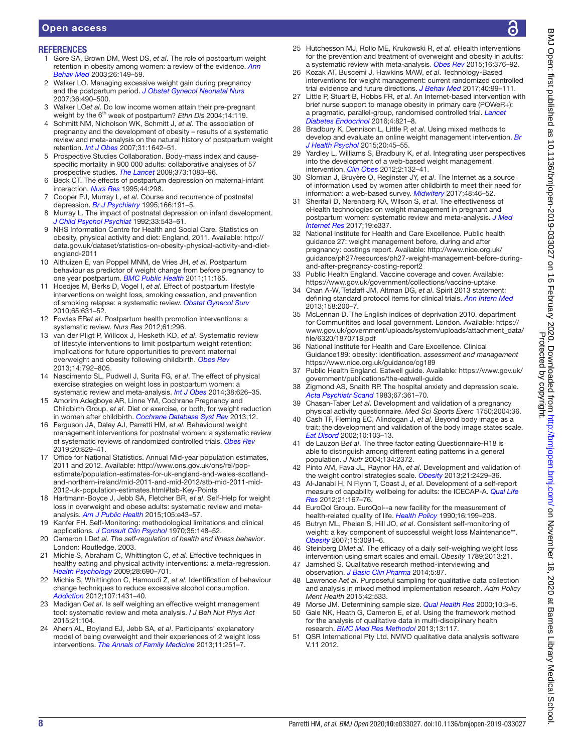## REFERENCES

1. Gore SA, Brown DM, West DS, *et al*. The role of postpartum weight retention in obesity among women: a review of the evidence. *Ann Behav Med* 2003;26:149–59.
2. Walker LO. Managing excessive weight gain during pregnancy and the postpartum period. *J Obstet Gynecol Neonatal Nurs* 2007;36:490–500.
3. Walker LO*et al*. Do low income women attain their pre-pregnant weight by the 6th week of postpartum? *Ethn Dis* 2004;14:119.
4. Schmitt NM, Nicholson WK, Schmitt J, *et al*. The association of pregnancy and the development of obesity – results of a systematic review and meta-analysis on the natural history of postpartum weight retention. *Int J Obes* 2007;31:1642–51.
5. Prospective Studies Collaboration. Body-mass index and cause-specific mortality in 900 000 adults: collaborative analyses of 57 prospective studies. *The Lancet* 2009;373:1083–96.
6. Beck CT. The effects of postpartum depression on maternal-infant interaction. *Nurs Res* 1995;44:298.
7. Cooper PJ, Murray L, *et al*. Course and recurrence of postnatal depression. *Br J Psychiatry* 1995;166:191–5.
8. Murray L. The impact of postnatal depression on infant development. *J Child Psychol Psychiat* 1992;33:543–61.
9. NHS Information Centre for Health and Social Care. Statistics on obesity, physical activity and diet: England, 2011. Available: http://data.gov.uk/dataset/statistics-on-obesity-physical-activity-and-diet-england-2011
10. Althuizen E, van Poppel MNM, de Vries JH, *et al*. Postpartum behaviour as predictor of weight change from before pregnancy to one year postpartum. *BMC Public Health* 2011;11:165.
11. Hoedjes M, Berks D, Vogel I, *et al*. Effect of postpartum lifestyle interventions on weight loss, smoking cessation, and prevention of smoking relapse: a systematic review. *Obstet Gynecol Surv* 2010;65:631–52.
12. Fowles ER*et al*. Postpartum health promotion interventions: a systematic review. *Nurs Res* 2012;61:296.
13. van der Pligt P, Willcox J, Hesketh KD, *et al*. Systematic review of lifestyle interventions to limit postpartum weight retention: implications for future opportunities to prevent maternal overweight and obesity following childbirth. *Obes Rev* 2013;14:792–805.
14. Nascimento SL, Pudwell J, Surita FG, *et al*. The effect of physical exercise strategies on weight loss in postpartum women: a systematic review and meta-analysis. *Int J Obes* 2014;38:626–35.
15. Amorim Adegboye AR, Linne YM, Cochrane Pregnancy and Childbirth Group, *et al*. Diet or exercise, or both, for weight reduction in women after childbirth. *Cochrane Database Syst Rev* 2013;12.
16. Ferguson JA, Daley AJ, Parretti HM, *et al*. Behavioural weight management interventions for postnatal women: a systematic review of systematic reviews of randomized controlled trials. *Obes Rev* 2019;20:829–41.
17. Office for National Statistics. Annual Mid-year population estimates, 2011 and 2012. Available: http://www.ons.gov.uk/ons/rel/pop-estimate/population-estimates-for-uk-england-and-wales-scotland-and-northern-ireland/mid-2011-and-mid-2012/stb-mid-2011-mid-2012-uk-population-estimates.html#tab-Key-Points
18. Hartmann-Boyce J, Jebb SA, Fletcher BR, *et al*. Self-Help for weight loss in overweight and obese adults: systematic review and meta-analysis. *Am J Public Health* 2015;105:e43–57.
19. Kanfer FH. Self-Monitoring: methodological limitations and clinical applications. *J Consult Clin Psychol* 1970;35:148–52.
20. Cameron LD*et al*. *The self-regulation of health and illness behavior*. London: Routledge, 2003.
21. Michie S, Abraham C, Whittington C, *et al*. Effective techniques in healthy eating and physical activity interventions: a meta-regression. *Health Psychology* 2009;28:690–701.
22. Michie S, Whittington C, Hamoudi Z, *et al*. Identification of behaviour change techniques to reduce excessive alcohol consumption. *Addiction* 2012;107:1431–40.
23. Madigan C*et al*. Is self weighing an effective weight management tool: systematic review and meta analysis. *I J Beh Nut Phys Act* 2015;21:104.
24. Ahern AL, Boyland EJ, Jebb SA, *et al*. Participants' explanatory model of being overweight and their experiences of 2 weight loss interventions. *The Annals of Family Medicine* 2013;11:251–7.
25. Hutchesson MJ, Rollo ME, Krukowski R, *et al*. eHealth interventions for the prevention and treatment of overweight and obesity in adults: a systematic review with meta-analysis. *Obes Rev* 2015;16:376–92.
26. Kozak AT, Buscemi J, Hawkins MAW, *et al*. Technology-Based interventions for weight management: current randomized controlled trial evidence and future directions. *J Behav Med* 2017;40:99–111.
27. Little P, Stuart B, Hobbs FR, *et al*. An Internet-based intervention with brief nurse support to manage obesity in primary care (POWeR+): a pragmatic, parallel-group, randomised controlled trial. *Lancet Diabetes Endocrinol* 2016;4:821–8.
28. Bradbury K, Dennison L, Little P, *et al*. Using mixed methods to develop and evaluate an online weight management intervention. *Br J Health Psychol* 2015;20:45–55.
29. Yardley L, Williams S, Bradbury K, *et al*. Integrating user perspectives into the development of a web-based weight management intervention. *Clin Obes* 2012;2:132–41.
30. Slomian J, Bruyère O, Reginster JY, *et al*. The Internet as a source of information used by women after childbirth to meet their need for information: a web-based survey. *Midwifery* 2017;48:46–52.
31. Sherifali D, Nerenberg KA, Wilson S, *et al*. The effectiveness of eHealth technologies on weight management in pregnant and postpartum women: systematic review and meta-analysis. *J Med Internet Res* 2017;19:e337.
32. National Institute for Health and Care Excellence. Public health guidance 27: weight management before, during and after pregnancy: costings report. Available: http://www.nice.org.uk/guidance/ph27/resources/ph27-weight-management-before-during-and-after-pregnancy-costing-report2
33. Public Health England. Vaccine coverage and cover. Available: https://www.gov.uk/government/collections/vaccine-uptake
34. Chan A-W, Tetzlaff JM, Altman DG, *et al*. Spirit 2013 statement: defining standard protocol items for clinical trials. *Ann Intern Med* 2013;158:200–7.
35. McLennan D. The English indices of deprivation 2010. department for Communitites and local government. London. Available: https://www.gov.uk/government/uploads/system/uploads/attachment_data/file/6320/1870718.pdf
36. National Institute for Health and Care Excellence. Clinical Guidance189: obesity: identification. *assessment and management* https://www.nice.org.uk/guidance/cg189
37. Public Health England. Eatwell guide. Available: https://www.gov.uk/government/publications/the-eatwell-guide
38. Zigmond AS, Snaith RP. The hospital anxiety and depression scale. *Acta Psychiatr Scand* 1983;67:361–70.
39. Chasan-Taber L*et al*. Development and validation of a pregnancy physical activity questionnaire. *Med Sci Sports Exerc* 1750;2004:36.
40. Cash TF, Fleming EC, Alindogan J, *et al*. Beyond body image as a trait: the development and validation of the body image states scale. *Eat Disord* 2002;10:103–13.
41. de Lauzon B*et al*. The three factor eating Questionnaire-R18 is able to distinguish among different eating patterns in a general population. *J Nutr* 2004;134:2372.
42. Pinto AM, Fava JL, Raynor HA, *et al*. Development and validation of the weight control strategies scale. *Obesity* 2013;21:2429–36.
43. Al-Janabi H, N Flynn T, Coast J, *et al*. Development of a self-report measure of capability wellbeing for adults: the ICECAP-A. *Qual Life Res* 2012;21:167–76.
44. EuroQol Group. EuroQol--a new facility for the measurement of health-related quality of life. *Health Policy* 1990;16:199–208.
45. Butryn ML, Phelan S, Hill JO, *et al*. Consistent self-monitoring of weight: a key component of successful weight loss Maintenance**. *Obesity* 2007;15:3091–6.
46. Steinberg DM*et al*. The efficacy of a daily self-weighing weight loss intervention using smart scales and email. *Obesity* 1789;2013:21.
47. Jamshed S. Qualitative research method-interviewing and observation. *J Basic Clin Pharma* 2014;5:87.
48. Lawrence A*et al*. Purposeful sampling for qualitative data collection and analysis in mixed method implementation research. *Adm Policy Ment Health* 2015;42:533.
49. Morse JM. Determining sample size. *Qual Health Res* 2000;10:3–5.
50. Gale NK, Heath G, Cameron E, *et al*. Using the framework method for the analysis of qualitative data in multi-disciplinary health research. *BMC Med Res Methodol* 2013;13:117.
51. QSR International Pty Ltd. NVIVO qualitative data analysis software V.11 2012.